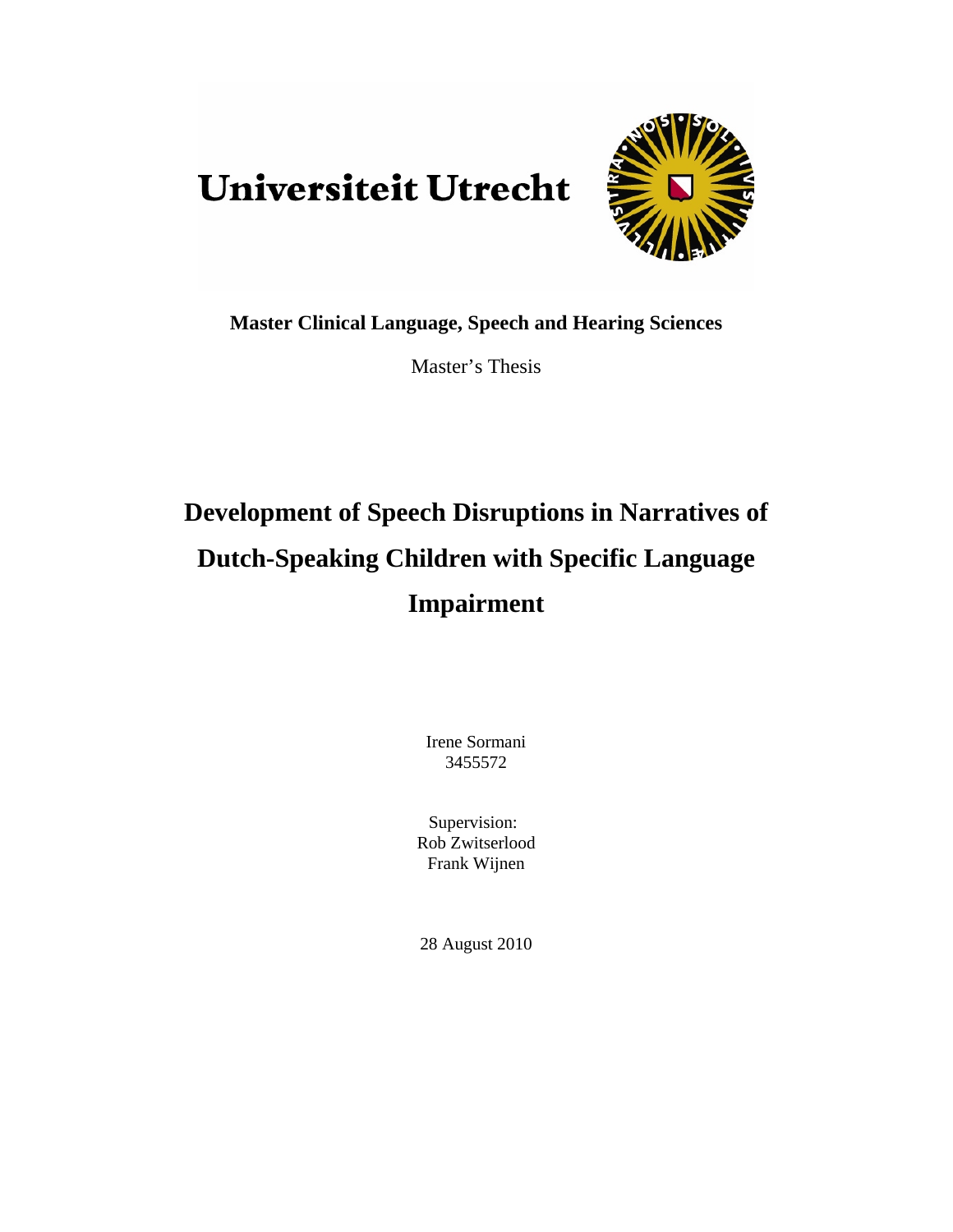Universiteit Utrecht

**Master Clinical Language, Speech and Hearing Sciences**

Master's Thesis

# Development of Speech Disruptions in Narratives of Dutch-Speaking Children with Specific Language Impairment

Irene Sormani
3455572

Supervision:
Rob Zwitserlood
Frank Wijnen

28 August 2010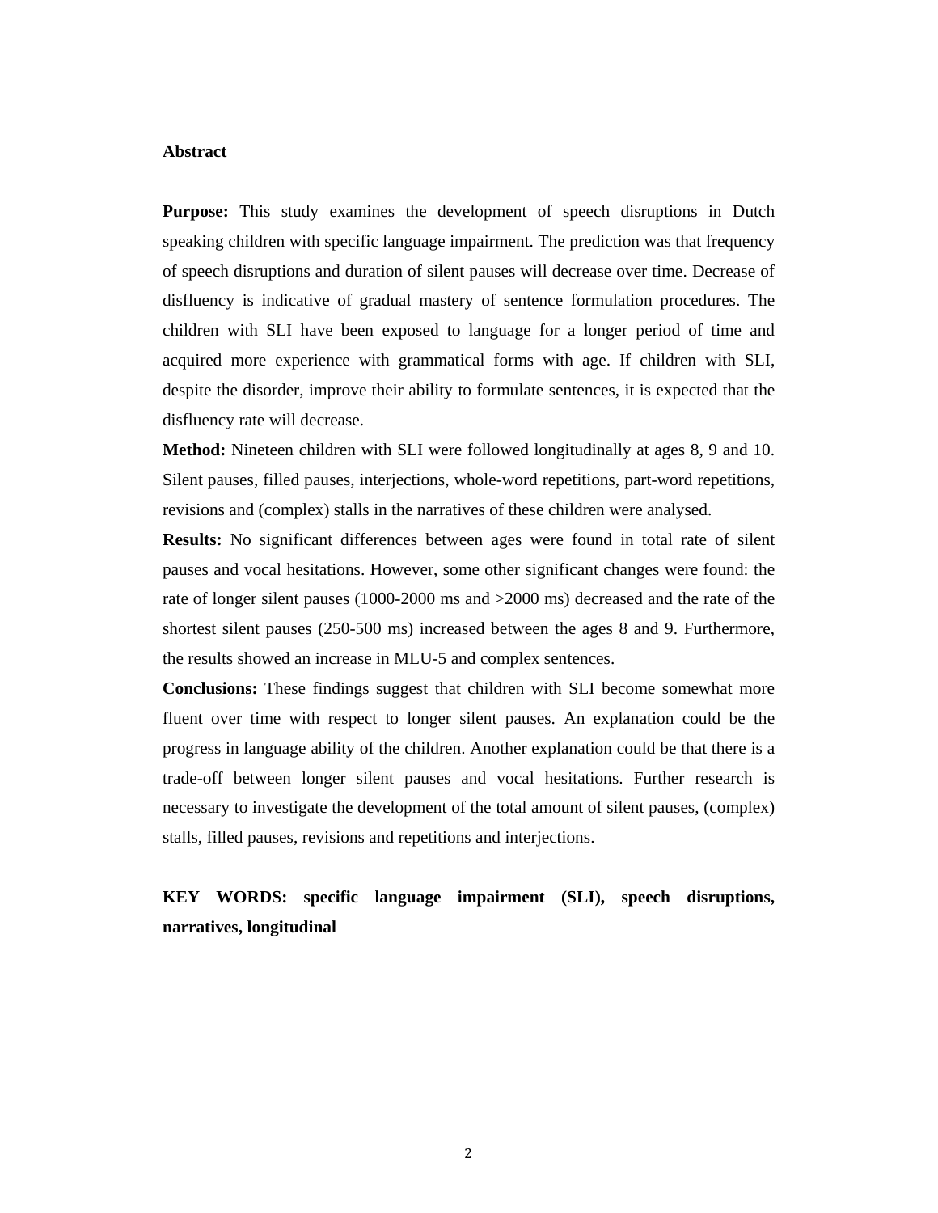## Abstract

**Purpose:** This study examines the development of speech disruptions in Dutch speaking children with specific language impairment. The prediction was that frequency of speech disruptions and duration of silent pauses will decrease over time. Decrease of disfluency is indicative of gradual mastery of sentence formulation procedures. The children with SLI have been exposed to language for a longer period of time and acquired more experience with grammatical forms with age. If children with SLI, despite the disorder, improve their ability to formulate sentences, it is expected that the disfluency rate will decrease.

**Method:** Nineteen children with SLI were followed longitudinally at ages 8, 9 and 10. Silent pauses, filled pauses, interjections, whole-word repetitions, part-word repetitions, revisions and (complex) stalls in the narratives of these children were analysed.

**Results:** No significant differences between ages were found in total rate of silent pauses and vocal hesitations. However, some other significant changes were found: the rate of longer silent pauses (1000-2000 ms and >2000 ms) decreased and the rate of the shortest silent pauses (250-500 ms) increased between the ages 8 and 9. Furthermore, the results showed an increase in MLU-5 and complex sentences.

**Conclusions:** These findings suggest that children with SLI become somewhat more fluent over time with respect to longer silent pauses. An explanation could be the progress in language ability of the children. Another explanation could be that there is a trade-off between longer silent pauses and vocal hesitations. Further research is necessary to investigate the development of the total amount of silent pauses, (complex) stalls, filled pauses, revisions and repetitions and interjections.

**KEY WORDS: specific language impairment (SLI), speech disruptions, narratives, longitudinal**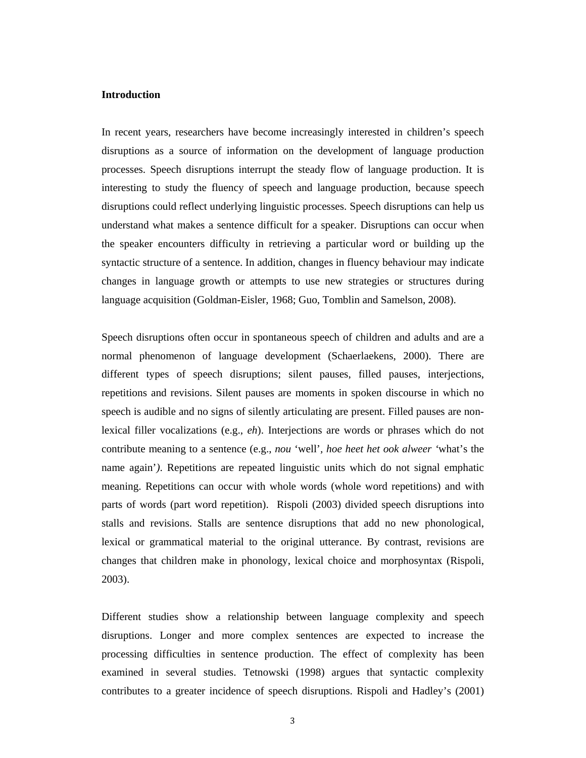## Introduction

In recent years, researchers have become increasingly interested in children's speech disruptions as a source of information on the development of language production processes. Speech disruptions interrupt the steady flow of language production. It is interesting to study the fluency of speech and language production, because speech disruptions could reflect underlying linguistic processes. Speech disruptions can help us understand what makes a sentence difficult for a speaker. Disruptions can occur when the speaker encounters difficulty in retrieving a particular word or building up the syntactic structure of a sentence. In addition, changes in fluency behaviour may indicate changes in language growth or attempts to use new strategies or structures during language acquisition (Goldman-Eisler, 1968; Guo, Tomblin and Samelson, 2008).

Speech disruptions often occur in spontaneous speech of children and adults and are a normal phenomenon of language development (Schaerlaekens, 2000). There are different types of speech disruptions; silent pauses, filled pauses, interjections, repetitions and revisions. Silent pauses are moments in spoken discourse in which no speech is audible and no signs of silently articulating are present. Filled pauses are non-lexical filler vocalizations (e.g., *eh*). Interjections are words or phrases which do not contribute meaning to a sentence (e.g., *nou* 'well', *hoe heet het ook alweer* 'what's the name again'*)*. Repetitions are repeated linguistic units which do not signal emphatic meaning. Repetitions can occur with whole words (whole word repetitions) and with parts of words (part word repetition). Rispoli (2003) divided speech disruptions into stalls and revisions. Stalls are sentence disruptions that add no new phonological, lexical or grammatical material to the original utterance. By contrast, revisions are changes that children make in phonology, lexical choice and morphosyntax (Rispoli, 2003).

Different studies show a relationship between language complexity and speech disruptions. Longer and more complex sentences are expected to increase the processing difficulties in sentence production. The effect of complexity has been examined in several studies. Tetnowski (1998) argues that syntactic complexity contributes to a greater incidence of speech disruptions. Rispoli and Hadley's (2001)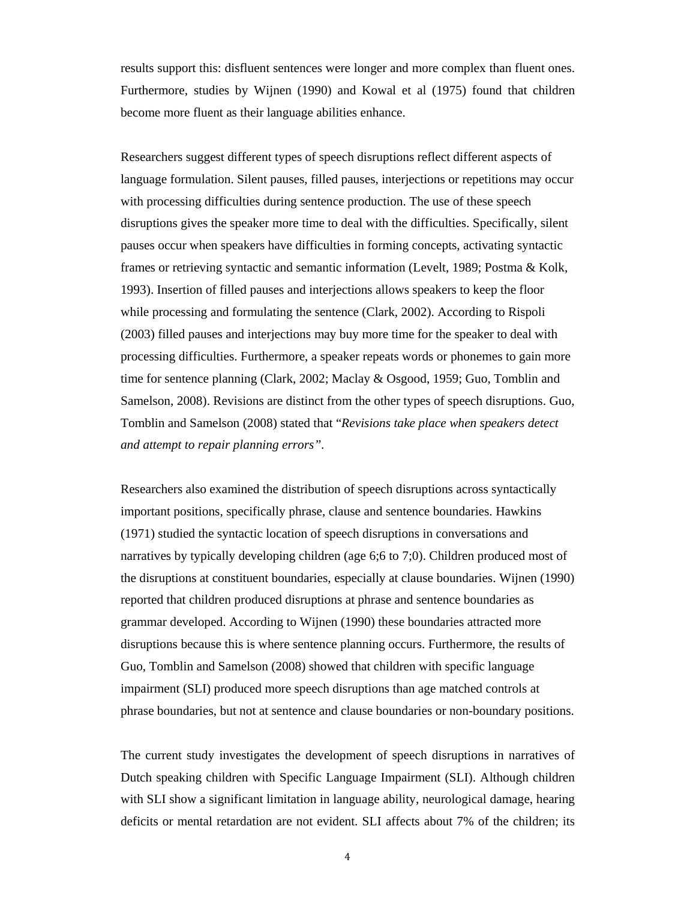results support this: disfluent sentences were longer and more complex than fluent ones. Furthermore, studies by Wijnen (1990) and Kowal et al (1975) found that children become more fluent as their language abilities enhance.

Researchers suggest different types of speech disruptions reflect different aspects of language formulation. Silent pauses, filled pauses, interjections or repetitions may occur with processing difficulties during sentence production. The use of these speech disruptions gives the speaker more time to deal with the difficulties. Specifically, silent pauses occur when speakers have difficulties in forming concepts, activating syntactic frames or retrieving syntactic and semantic information (Levelt, 1989; Postma & Kolk, 1993). Insertion of filled pauses and interjections allows speakers to keep the floor while processing and formulating the sentence (Clark, 2002). According to Rispoli (2003) filled pauses and interjections may buy more time for the speaker to deal with processing difficulties. Furthermore, a speaker repeats words or phonemes to gain more time for sentence planning (Clark, 2002; Maclay & Osgood, 1959; Guo, Tomblin and Samelson, 2008). Revisions are distinct from the other types of speech disruptions. Guo, Tomblin and Samelson (2008) stated that "*Revisions take place when speakers detect and attempt to repair planning errors"*.

Researchers also examined the distribution of speech disruptions across syntactically important positions, specifically phrase, clause and sentence boundaries. Hawkins (1971) studied the syntactic location of speech disruptions in conversations and narratives by typically developing children (age 6;6 to 7;0). Children produced most of the disruptions at constituent boundaries, especially at clause boundaries. Wijnen (1990) reported that children produced disruptions at phrase and sentence boundaries as grammar developed. According to Wijnen (1990) these boundaries attracted more disruptions because this is where sentence planning occurs. Furthermore, the results of Guo, Tomblin and Samelson (2008) showed that children with specific language impairment (SLI) produced more speech disruptions than age matched controls at phrase boundaries, but not at sentence and clause boundaries or non-boundary positions.

The current study investigates the development of speech disruptions in narratives of Dutch speaking children with Specific Language Impairment (SLI). Although children with SLI show a significant limitation in language ability, neurological damage, hearing deficits or mental retardation are not evident. SLI affects about 7% of the children; its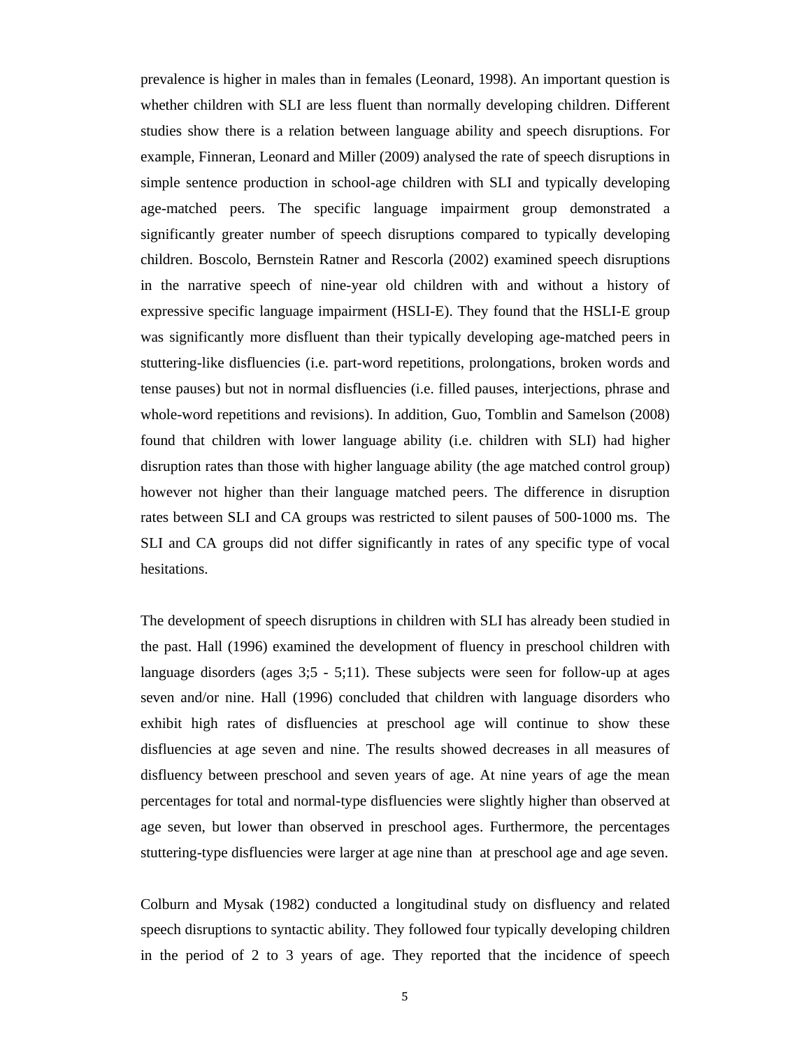prevalence is higher in males than in females (Leonard, 1998). An important question is whether children with SLI are less fluent than normally developing children. Different studies show there is a relation between language ability and speech disruptions. For example, Finneran, Leonard and Miller (2009) analysed the rate of speech disruptions in simple sentence production in school-age children with SLI and typically developing age-matched peers. The specific language impairment group demonstrated a significantly greater number of speech disruptions compared to typically developing children. Boscolo, Bernstein Ratner and Rescorla (2002) examined speech disruptions in the narrative speech of nine-year old children with and without a history of expressive specific language impairment (HSLI-E). They found that the HSLI-E group was significantly more disfluent than their typically developing age-matched peers in stuttering-like disfluencies (i.e. part-word repetitions, prolongations, broken words and tense pauses) but not in normal disfluencies (i.e. filled pauses, interjections, phrase and whole-word repetitions and revisions). In addition, Guo, Tomblin and Samelson (2008) found that children with lower language ability (i.e. children with SLI) had higher disruption rates than those with higher language ability (the age matched control group) however not higher than their language matched peers. The difference in disruption rates between SLI and CA groups was restricted to silent pauses of 500-1000 ms. The SLI and CA groups did not differ significantly in rates of any specific type of vocal hesitations.

The development of speech disruptions in children with SLI has already been studied in the past. Hall (1996) examined the development of fluency in preschool children with language disorders (ages 3;5 - 5;11). These subjects were seen for follow-up at ages seven and/or nine. Hall (1996) concluded that children with language disorders who exhibit high rates of disfluencies at preschool age will continue to show these disfluencies at age seven and nine. The results showed decreases in all measures of disfluency between preschool and seven years of age. At nine years of age the mean percentages for total and normal-type disfluencies were slightly higher than observed at age seven, but lower than observed in preschool ages. Furthermore, the percentages stuttering-type disfluencies were larger at age nine than at preschool age and age seven.

Colburn and Mysak (1982) conducted a longitudinal study on disfluency and related speech disruptions to syntactic ability. They followed four typically developing children in the period of 2 to 3 years of age. They reported that the incidence of speech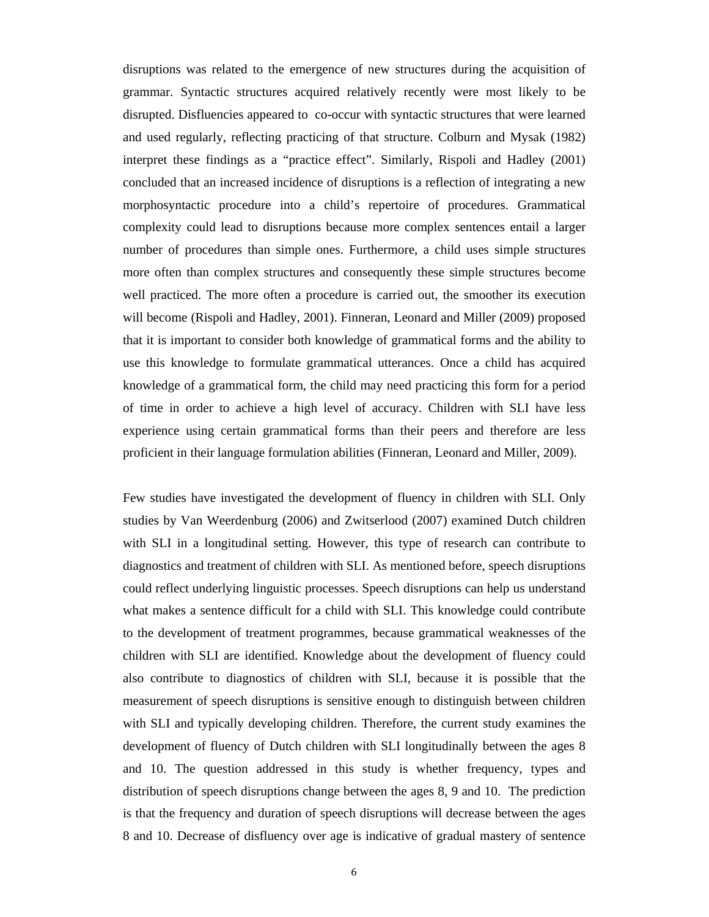disruptions was related to the emergence of new structures during the acquisition of grammar. Syntactic structures acquired relatively recently were most likely to be disrupted. Disfluencies appeared to co-occur with syntactic structures that were learned and used regularly, reflecting practicing of that structure. Colburn and Mysak (1982) interpret these findings as a "practice effect". Similarly, Rispoli and Hadley (2001) concluded that an increased incidence of disruptions is a reflection of integrating a new morphosyntactic procedure into a child's repertoire of procedures. Grammatical complexity could lead to disruptions because more complex sentences entail a larger number of procedures than simple ones. Furthermore, a child uses simple structures more often than complex structures and consequently these simple structures become well practiced. The more often a procedure is carried out, the smoother its execution will become (Rispoli and Hadley, 2001). Finneran, Leonard and Miller (2009) proposed that it is important to consider both knowledge of grammatical forms and the ability to use this knowledge to formulate grammatical utterances. Once a child has acquired knowledge of a grammatical form, the child may need practicing this form for a period of time in order to achieve a high level of accuracy. Children with SLI have less experience using certain grammatical forms than their peers and therefore are less proficient in their language formulation abilities (Finneran, Leonard and Miller, 2009).

Few studies have investigated the development of fluency in children with SLI. Only studies by Van Weerdenburg (2006) and Zwitserlood (2007) examined Dutch children with SLI in a longitudinal setting. However, this type of research can contribute to diagnostics and treatment of children with SLI. As mentioned before, speech disruptions could reflect underlying linguistic processes. Speech disruptions can help us understand what makes a sentence difficult for a child with SLI. This knowledge could contribute to the development of treatment programmes, because grammatical weaknesses of the children with SLI are identified. Knowledge about the development of fluency could also contribute to diagnostics of children with SLI, because it is possible that the measurement of speech disruptions is sensitive enough to distinguish between children with SLI and typically developing children. Therefore, the current study examines the development of fluency of Dutch children with SLI longitudinally between the ages 8 and 10. The question addressed in this study is whether frequency, types and distribution of speech disruptions change between the ages 8, 9 and 10. The prediction is that the frequency and duration of speech disruptions will decrease between the ages 8 and 10. Decrease of disfluency over age is indicative of gradual mastery of sentence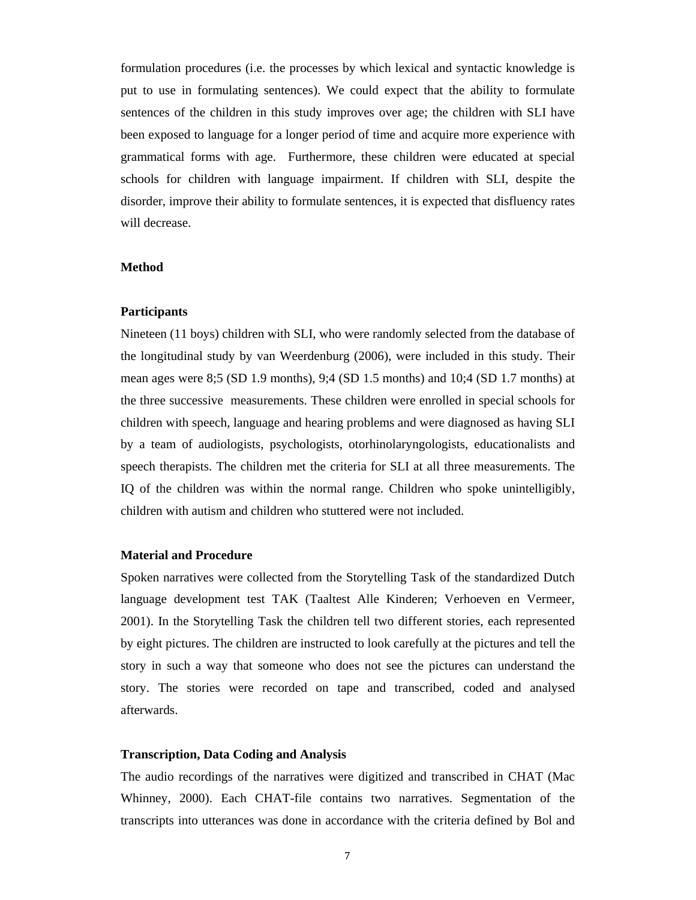formulation procedures (i.e. the processes by which lexical and syntactic knowledge is put to use in formulating sentences). We could expect that the ability to formulate sentences of the children in this study improves over age; the children with SLI have been exposed to language for a longer period of time and acquire more experience with grammatical forms with age. Furthermore, these children were educated at special schools for children with language impairment. If children with SLI, despite the disorder, improve their ability to formulate sentences, it is expected that disfluency rates will decrease.

## Method

### Participants

Nineteen (11 boys) children with SLI, who were randomly selected from the database of the longitudinal study by van Weerdenburg (2006), were included in this study. Their mean ages were 8;5 (SD 1.9 months), 9;4 (SD 1.5 months) and 10;4 (SD 1.7 months) at the three successive measurements. These children were enrolled in special schools for children with speech, language and hearing problems and were diagnosed as having SLI by a team of audiologists, psychologists, otorhinolaryngologists, educationalists and speech therapists. The children met the criteria for SLI at all three measurements. The IQ of the children was within the normal range. Children who spoke unintelligibly, children with autism and children who stuttered were not included.

### Material and Procedure

Spoken narratives were collected from the Storytelling Task of the standardized Dutch language development test TAK (Taaltest Alle Kinderen; Verhoeven en Vermeer, 2001). In the Storytelling Task the children tell two different stories, each represented by eight pictures. The children are instructed to look carefully at the pictures and tell the story in such a way that someone who does not see the pictures can understand the story. The stories were recorded on tape and transcribed, coded and analysed afterwards.

### Transcription, Data Coding and Analysis

The audio recordings of the narratives were digitized and transcribed in CHAT (Mac Whinney, 2000). Each CHAT-file contains two narratives. Segmentation of the transcripts into utterances was done in accordance with the criteria defined by Bol and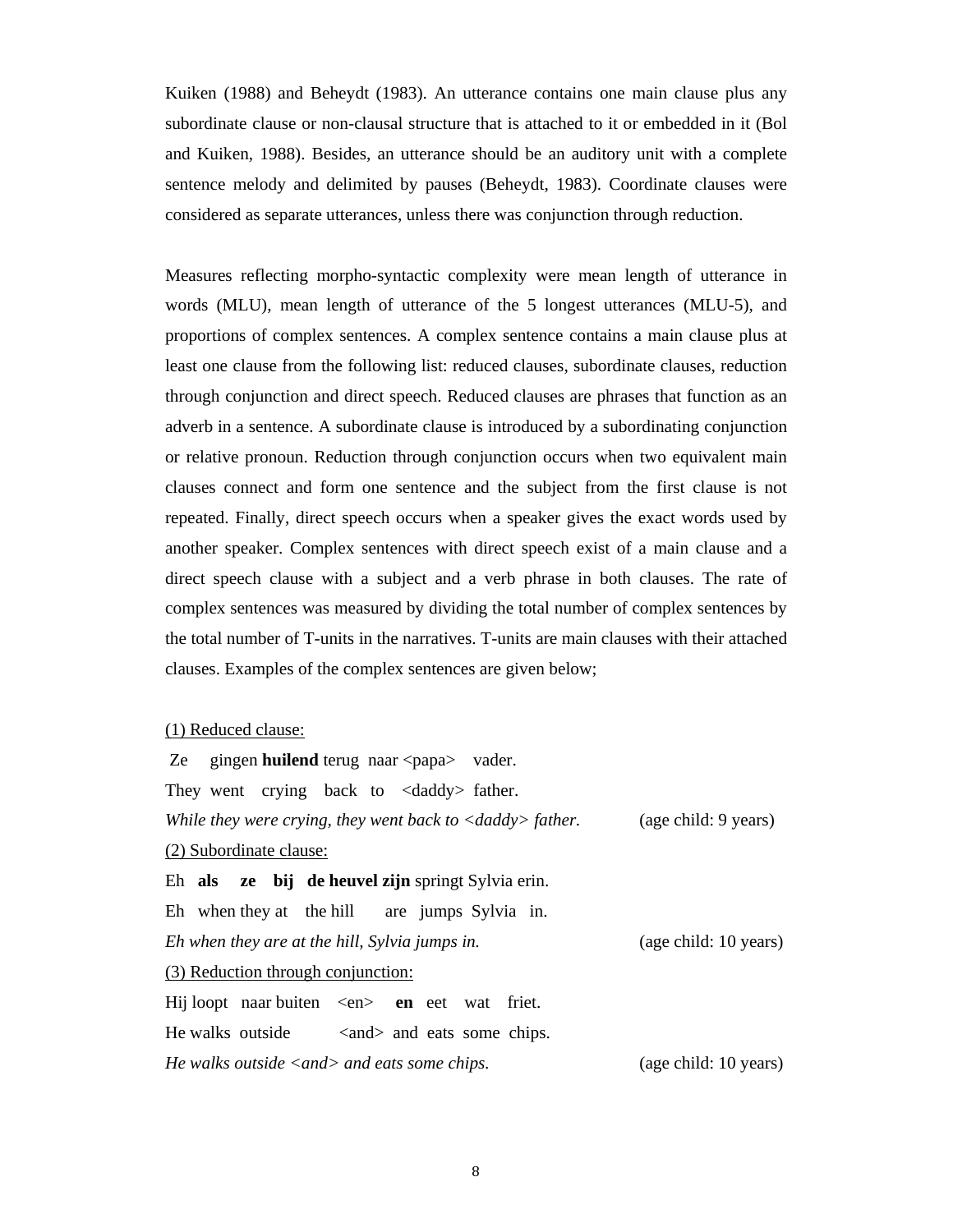Kuiken (1988) and Beheydt (1983). An utterance contains one main clause plus any subordinate clause or non-clausal structure that is attached to it or embedded in it (Bol and Kuiken, 1988). Besides, an utterance should be an auditory unit with a complete sentence melody and delimited by pauses (Beheydt, 1983). Coordinate clauses were considered as separate utterances, unless there was conjunction through reduction.

Measures reflecting morpho-syntactic complexity were mean length of utterance in words (MLU), mean length of utterance of the 5 longest utterances (MLU-5), and proportions of complex sentences. A complex sentence contains a main clause plus at least one clause from the following list: reduced clauses, subordinate clauses, reduction through conjunction and direct speech. Reduced clauses are phrases that function as an adverb in a sentence. A subordinate clause is introduced by a subordinating conjunction or relative pronoun. Reduction through conjunction occurs when two equivalent main clauses connect and form one sentence and the subject from the first clause is not repeated. Finally, direct speech occurs when a speaker gives the exact words used by another speaker. Complex sentences with direct speech exist of a main clause and a direct speech clause with a subject and a verb phrase in both clauses. The rate of complex sentences was measured by dividing the total number of complex sentences by the total number of T-units in the narratives. T-units are main clauses with their attached clauses. Examples of the complex sentences are given below;

<u>(1) Reduced clause:</u>

Ze gingen **huilend** terug naar <papa> vader.
They went crying back to <daddy> father.
*While they were crying, they went back to <daddy> father.* (age child: 9 years)

<u>(2) Subordinate clause:</u>

Eh **als ze bij de heuvel zijn** springt Sylvia erin.
Eh when they at the hill are jumps Sylvia in.
*Eh when they are at the hill, Sylvia jumps in.* (age child: 10 years)

<u>(3) Reduction through conjunction:</u>

Hij loopt naar buiten <en> **en** eet wat friet.
He walks outside <and> and eats some chips.
*He walks outside <and> and eats some chips.* (age child: 10 years)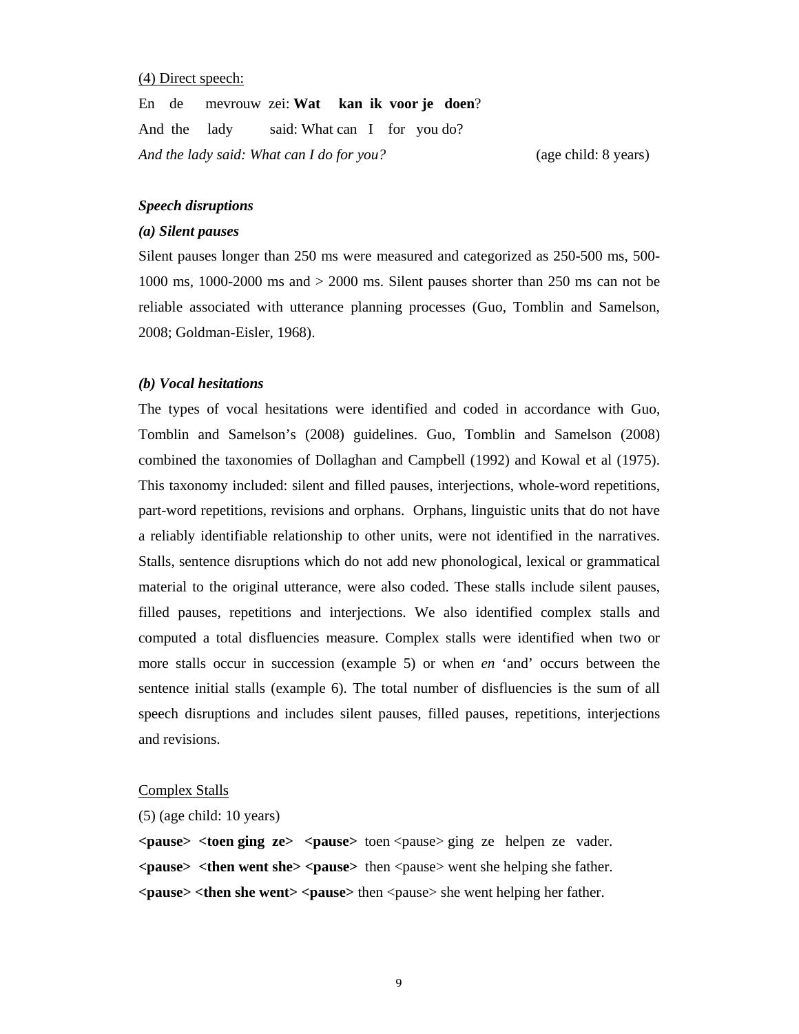(4) Direct speech:

En de mevrouw zei: **Wat kan ik voor je doen**?

And the lady said: What can I for you do?

*And the lady said: What can I do for you?* (age child: 8 years)

***Speech disruptions***

***(a) Silent pauses***

Silent pauses longer than 250 ms were measured and categorized as 250-500 ms, 500-1000 ms, 1000-2000 ms and > 2000 ms. Silent pauses shorter than 250 ms can not be reliable associated with utterance planning processes (Guo, Tomblin and Samelson, 2008; Goldman-Eisler, 1968).

***(b) Vocal hesitations***

The types of vocal hesitations were identified and coded in accordance with Guo, Tomblin and Samelson's (2008) guidelines. Guo, Tomblin and Samelson (2008) combined the taxonomies of Dollaghan and Campbell (1992) and Kowal et al (1975). This taxonomy included: silent and filled pauses, interjections, whole-word repetitions, part-word repetitions, revisions and orphans. Orphans, linguistic units that do not have a reliably identifiable relationship to other units, were not identified in the narratives. Stalls, sentence disruptions which do not add new phonological, lexical or grammatical material to the original utterance, were also coded. These stalls include silent pauses, filled pauses, repetitions and interjections. We also identified complex stalls and computed a total disfluencies measure. Complex stalls were identified when two or more stalls occur in succession (example 5) or when *en* 'and' occurs between the sentence initial stalls (example 6). The total number of disfluencies is the sum of all speech disruptions and includes silent pauses, filled pauses, repetitions, interjections and revisions.

Complex Stalls

(5) (age child: 10 years)

**<pause> <toen ging ze> <pause>** toen <pause> ging ze helpen ze vader.

**<pause> <then went she> <pause>** then <pause> went she helping she father.

**<pause> <then she went> <pause>** then <pause> she went helping her father.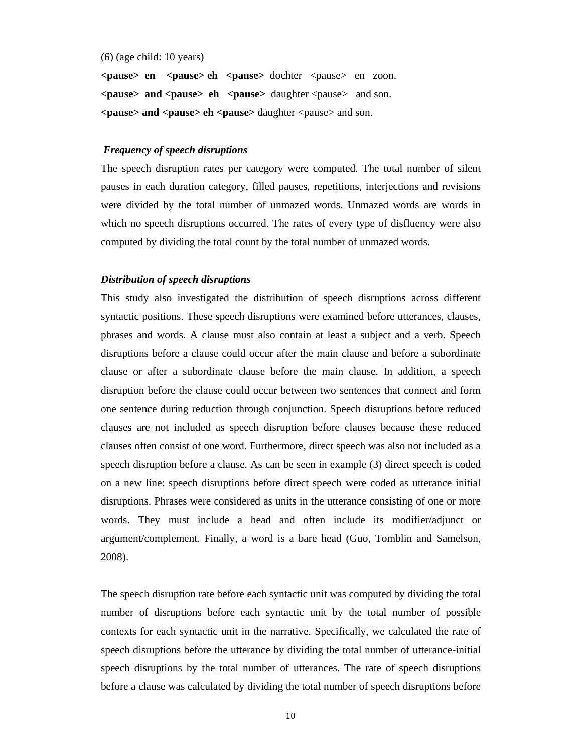(6) (age child: 10 years)

**<pause> en <pause> eh <pause>** dochter <pause> en zoon.

**<pause> and <pause> eh <pause>** daughter <pause> and son.

**<pause> and <pause> eh <pause>** daughter <pause> and son.

### *Frequency of speech disruptions*

The speech disruption rates per category were computed. The total number of silent pauses in each duration category, filled pauses, repetitions, interjections and revisions were divided by the total number of unmazed words. Unmazed words are words in which no speech disruptions occurred. The rates of every type of disfluency were also computed by dividing the total count by the total number of unmazed words.

### *Distribution of speech disruptions*

This study also investigated the distribution of speech disruptions across different syntactic positions. These speech disruptions were examined before utterances, clauses, phrases and words. A clause must also contain at least a subject and a verb. Speech disruptions before a clause could occur after the main clause and before a subordinate clause or after a subordinate clause before the main clause. In addition, a speech disruption before the clause could occur between two sentences that connect and form one sentence during reduction through conjunction. Speech disruptions before reduced clauses are not included as speech disruption before clauses because these reduced clauses often consist of one word. Furthermore, direct speech was also not included as a speech disruption before a clause. As can be seen in example (3) direct speech is coded on a new line: speech disruptions before direct speech were coded as utterance initial disruptions. Phrases were considered as units in the utterance consisting of one or more words. They must include a head and often include its modifier/adjunct or argument/complement. Finally, a word is a bare head (Guo, Tomblin and Samelson, 2008).

The speech disruption rate before each syntactic unit was computed by dividing the total number of disruptions before each syntactic unit by the total number of possible contexts for each syntactic unit in the narrative. Specifically, we calculated the rate of speech disruptions before the utterance by dividing the total number of utterance-initial speech disruptions by the total number of utterances. The rate of speech disruptions before a clause was calculated by dividing the total number of speech disruptions before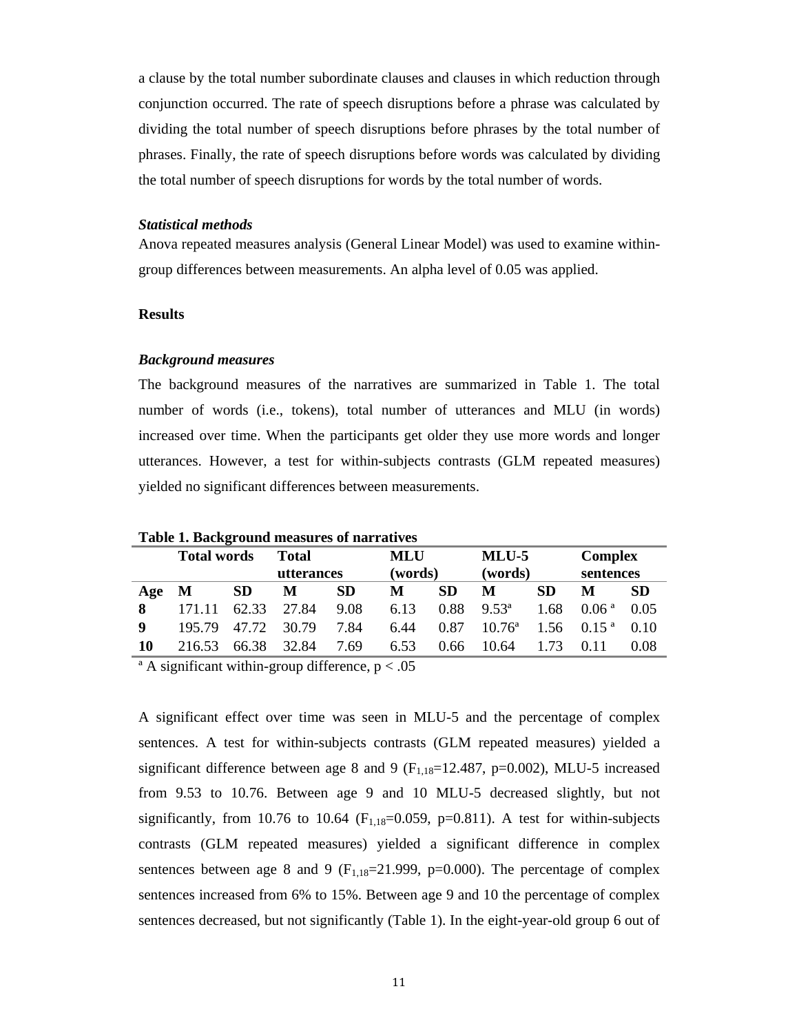a clause by the total number subordinate clauses and clauses in which reduction through conjunction occurred. The rate of speech disruptions before a phrase was calculated by dividing the total number of speech disruptions before phrases by the total number of phrases. Finally, the rate of speech disruptions before words was calculated by dividing the total number of speech disruptions for words by the total number of words.

### *Statistical methods*

Anova repeated measures analysis (General Linear Model) was used to examine within-group differences between measurements. An alpha level of 0.05 was applied.

## Results

### *Background measures*

The background measures of the narratives are summarized in Table 1. The total number of words (i.e., tokens), total number of utterances and MLU (in words) increased over time. When the participants get older they use more words and longer utterances. However, a test for within-subjects contrasts (GLM repeated measures) yielded no significant differences between measurements.

**Table 1. Background measures of narratives**

| | Total words | | Total utterances | | MLU (words) | | MLU-5 (words) | | Complex sentences | |
|---|---|---|---|---|---|---|---|---|---|---|
| **Age** | **M** | **SD** | **M** | **SD** | **M** | **SD** | **M** | **SD** | **M** | **SD** |
| **8** | 171.11 | 62.33 | 27.84 | 9.08 | 6.13 | 0.88 | 9.53[a] | 1.68 | 0.06 [a] | 0.05 |
| **9** | 195.79 | 47.72 | 30.79 | 7.84 | 6.44 | 0.87 | 10.76[a] | 1.56 | 0.15 [a] | 0.10 |
| **10** | 216.53 | 66.38 | 32.84 | 7.69 | 6.53 | 0.66 | 10.64 | 1.73 | 0.11 | 0.08 |

[a] A significant within-group difference, $p < .05$

A significant effect over time was seen in MLU-5 and the percentage of complex sentences. A test for within-subjects contrasts (GLM repeated measures) yielded a significant difference between age 8 and 9 ($F_{1,18}$=12.487, p=0.002), MLU-5 increased from 9.53 to 10.76. Between age 9 and 10 MLU-5 decreased slightly, but not significantly, from 10.76 to 10.64 ($F_{1,18}$=0.059, p=0.811). A test for within-subjects contrasts (GLM repeated measures) yielded a significant difference in complex sentences between age 8 and 9 ($F_{1,18}$=21.999, p=0.000). The percentage of complex sentences increased from 6% to 15%. Between age 9 and 10 the percentage of complex sentences decreased, but not significantly (Table 1). In the eight-year-old group 6 out of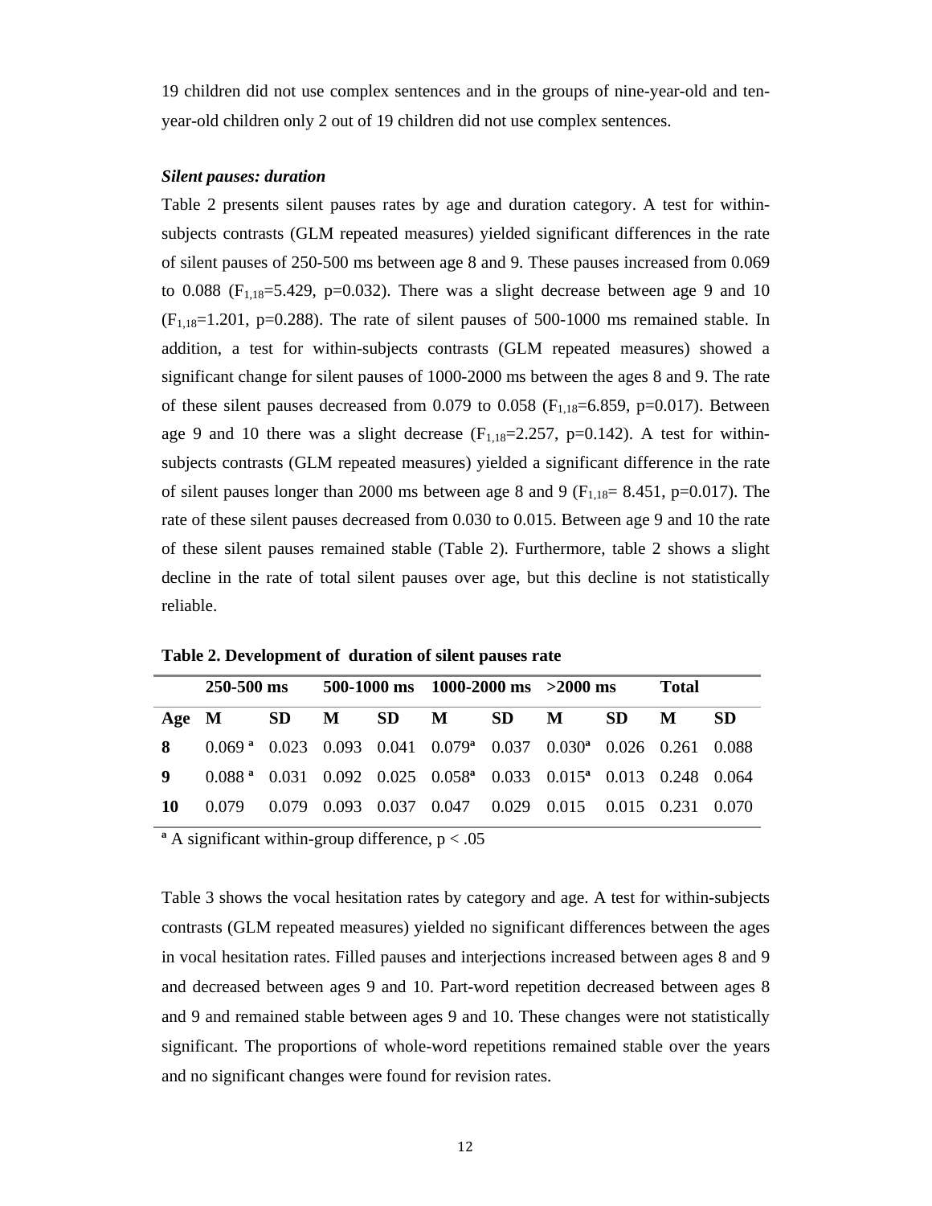19 children did not use complex sentences and in the groups of nine-year-old and ten-year-old children only 2 out of 19 children did not use complex sentences.

***Silent pauses: duration***

Table 2 presents silent pauses rates by age and duration category. A test for within-subjects contrasts (GLM repeated measures) yielded significant differences in the rate of silent pauses of 250-500 ms between age 8 and 9. These pauses increased from 0.069 to 0.088 ($F_{1,18}$=5.429, p=0.032). There was a slight decrease between age 9 and 10 ($F_{1,18}$=1.201, p=0.288). The rate of silent pauses of 500-1000 ms remained stable. In addition, a test for within-subjects contrasts (GLM repeated measures) showed a significant change for silent pauses of 1000-2000 ms between the ages 8 and 9. The rate of these silent pauses decreased from 0.079 to 0.058 ($F_{1,18}$=6.859, p=0.017). Between age 9 and 10 there was a slight decrease ($F_{1,18}$=2.257, p=0.142). A test for within-subjects contrasts (GLM repeated measures) yielded a significant difference in the rate of silent pauses longer than 2000 ms between age 8 and 9 ($F_{1,18}$= 8.451, p=0.017). The rate of these silent pauses decreased from 0.030 to 0.015. Between age 9 and 10 the rate of these silent pauses remained stable (Table 2). Furthermore, table 2 shows a slight decline in the rate of total silent pauses over age, but this decline is not statistically reliable.

**Table 2. Development of duration of silent pauses rate**

| | 250-500 ms | | 500-1000 ms | | 1000-2000 ms | | >2000 ms | | Total | |
|---|---|---|---|---|---|---|---|---|---|---|
| **Age** | **M** | **SD** | **M** | **SD** | **M** | **SD** | **M** | **SD** | **M** | **SD** |
| **8** | 0.069 [a] | 0.023 | 0.093 | 0.041 | 0.079[a] | 0.037 | 0.030[a] | 0.026 | 0.261 | 0.088 |
| **9** | 0.088 [a] | 0.031 | 0.092 | 0.025 | 0.058[a] | 0.033 | 0.015[a] | 0.013 | 0.248 | 0.064 |
| **10** | 0.079 | 0.079 | 0.093 | 0.037 | 0.047 | 0.029 | 0.015 | 0.015 | 0.231 | 0.070 |

[a] A significant within-group difference, p < .05

Table 3 shows the vocal hesitation rates by category and age. A test for within-subjects contrasts (GLM repeated measures) yielded no significant differences between the ages in vocal hesitation rates. Filled pauses and interjections increased between ages 8 and 9 and decreased between ages 9 and 10. Part-word repetition decreased between ages 8 and 9 and remained stable between ages 9 and 10. These changes were not statistically significant. The proportions of whole-word repetitions remained stable over the years and no significant changes were found for revision rates.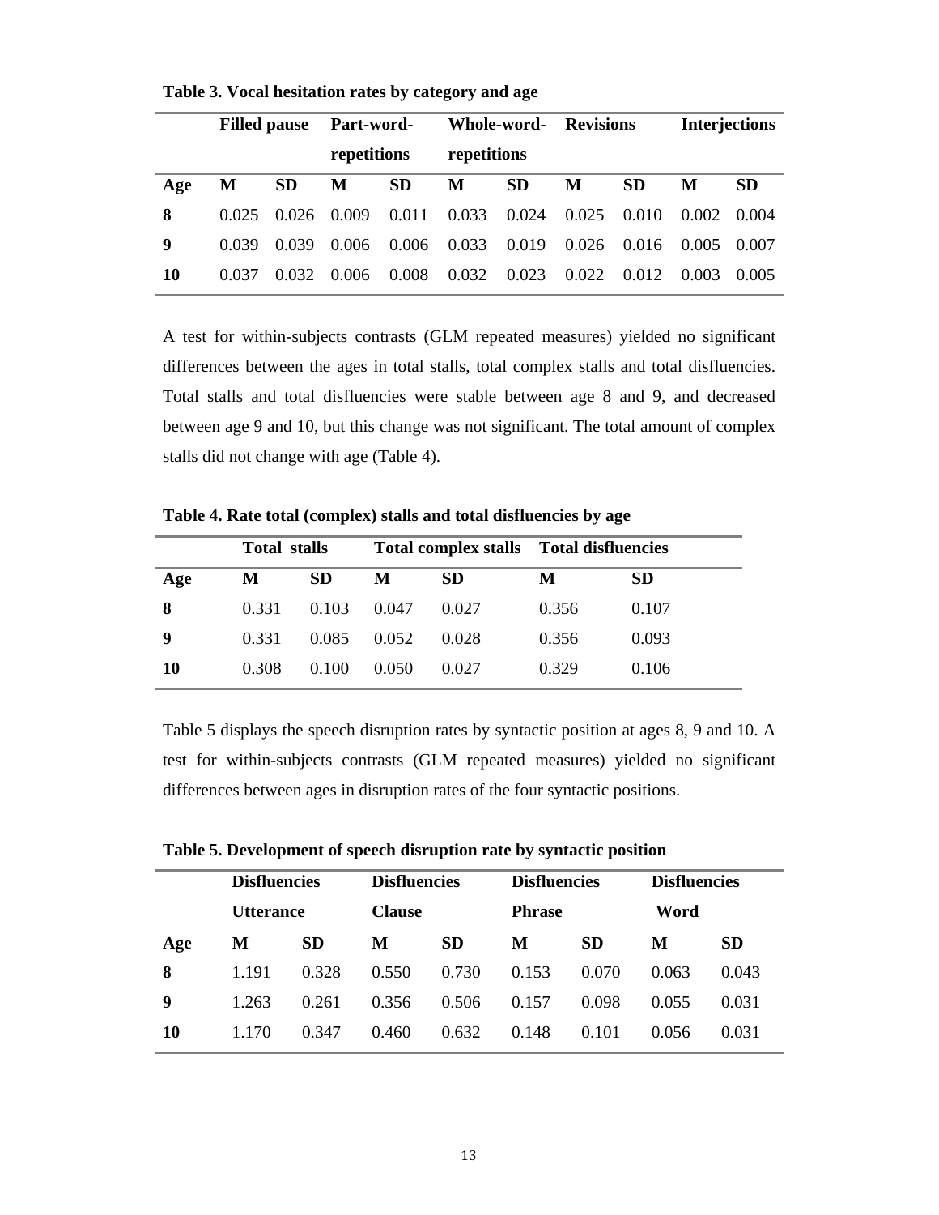**Table 3. Vocal hesitation rates by category and age**

| | Filled pause | | Part-word-repetitions | | Whole-word-repetitions | | Revisions | | Interjections | |
|---|---|---|---|---|---|---|---|---|---|---|
| **Age** | **M** | **SD** | **M** | **SD** | **M** | **SD** | **M** | **SD** | **M** | **SD** |
| **8** | 0.025 | 0.026 | 0.009 | 0.011 | 0.033 | 0.024 | 0.025 | 0.010 | 0.002 | 0.004 |
| **9** | 0.039 | 0.039 | 0.006 | 0.006 | 0.033 | 0.019 | 0.026 | 0.016 | 0.005 | 0.007 |
| **10** | 0.037 | 0.032 | 0.006 | 0.008 | 0.032 | 0.023 | 0.022 | 0.012 | 0.003 | 0.005 |

A test for within-subjects contrasts (GLM repeated measures) yielded no significant differences between the ages in total stalls, total complex stalls and total disfluencies. Total stalls and total disfluencies were stable between age 8 and 9, and decreased between age 9 and 10, but this change was not significant. The total amount of complex stalls did not change with age (Table 4).

**Table 4. Rate total (complex) stalls and total disfluencies by age**

| | Total stalls | | Total complex stalls | | Total disfluencies | |
|---|---|---|---|---|---|---|
| **Age** | **M** | **SD** | **M** | **SD** | **M** | **SD** |
| **8** | 0.331 | 0.103 | 0.047 | 0.027 | 0.356 | 0.107 |
| **9** | 0.331 | 0.085 | 0.052 | 0.028 | 0.356 | 0.093 |
| **10** | 0.308 | 0.100 | 0.050 | 0.027 | 0.329 | 0.106 |

Table 5 displays the speech disruption rates by syntactic position at ages 8, 9 and 10. A test for within-subjects contrasts (GLM repeated measures) yielded no significant differences between ages in disruption rates of the four syntactic positions.

**Table 5. Development of speech disruption rate by syntactic position**

| | Disfluencies Utterance | | Disfluencies Clause | | Disfluencies Phrase | | Disfluencies Word | |
|---|---|---|---|---|---|---|---|---|
| **Age** | **M** | **SD** | **M** | **SD** | **M** | **SD** | **M** | **SD** |
| **8** | 1.191 | 0.328 | 0.550 | 0.730 | 0.153 | 0.070 | 0.063 | 0.043 |
| **9** | 1.263 | 0.261 | 0.356 | 0.506 | 0.157 | 0.098 | 0.055 | 0.031 |
| **10** | 1.170 | 0.347 | 0.460 | 0.632 | 0.148 | 0.101 | 0.056 | 0.031 |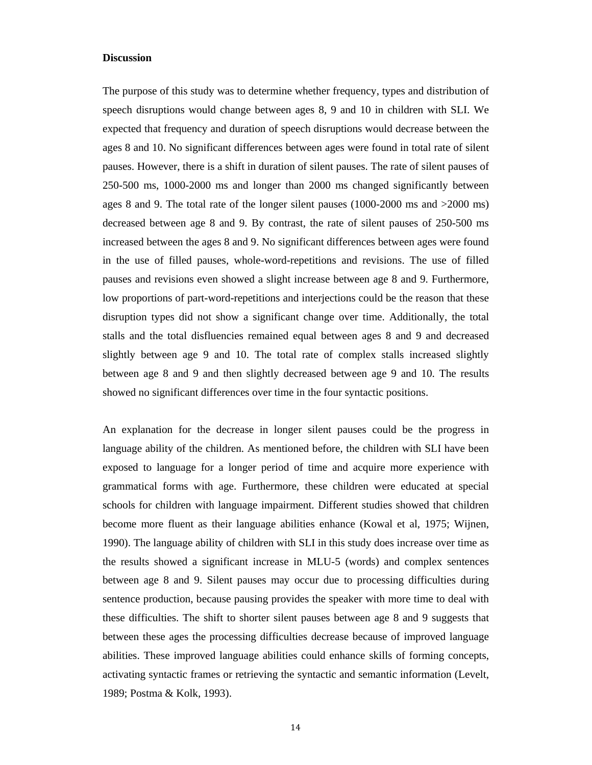**Discussion**

The purpose of this study was to determine whether frequency, types and distribution of speech disruptions would change between ages 8, 9 and 10 in children with SLI. We expected that frequency and duration of speech disruptions would decrease between the ages 8 and 10. No significant differences between ages were found in total rate of silent pauses. However, there is a shift in duration of silent pauses. The rate of silent pauses of 250-500 ms, 1000-2000 ms and longer than 2000 ms changed significantly between ages 8 and 9. The total rate of the longer silent pauses (1000-2000 ms and >2000 ms) decreased between age 8 and 9. By contrast, the rate of silent pauses of 250-500 ms increased between the ages 8 and 9. No significant differences between ages were found in the use of filled pauses, whole-word-repetitions and revisions. The use of filled pauses and revisions even showed a slight increase between age 8 and 9. Furthermore, low proportions of part-word-repetitions and interjections could be the reason that these disruption types did not show a significant change over time. Additionally, the total stalls and the total disfluencies remained equal between ages 8 and 9 and decreased slightly between age 9 and 10. The total rate of complex stalls increased slightly between age 8 and 9 and then slightly decreased between age 9 and 10. The results showed no significant differences over time in the four syntactic positions.

An explanation for the decrease in longer silent pauses could be the progress in language ability of the children. As mentioned before, the children with SLI have been exposed to language for a longer period of time and acquire more experience with grammatical forms with age. Furthermore, these children were educated at special schools for children with language impairment. Different studies showed that children become more fluent as their language abilities enhance (Kowal et al, 1975; Wijnen, 1990). The language ability of children with SLI in this study does increase over time as the results showed a significant increase in MLU-5 (words) and complex sentences between age 8 and 9. Silent pauses may occur due to processing difficulties during sentence production, because pausing provides the speaker with more time to deal with these difficulties. The shift to shorter silent pauses between age 8 and 9 suggests that between these ages the processing difficulties decrease because of improved language abilities. These improved language abilities could enhance skills of forming concepts, activating syntactic frames or retrieving the syntactic and semantic information (Levelt, 1989; Postma & Kolk, 1993).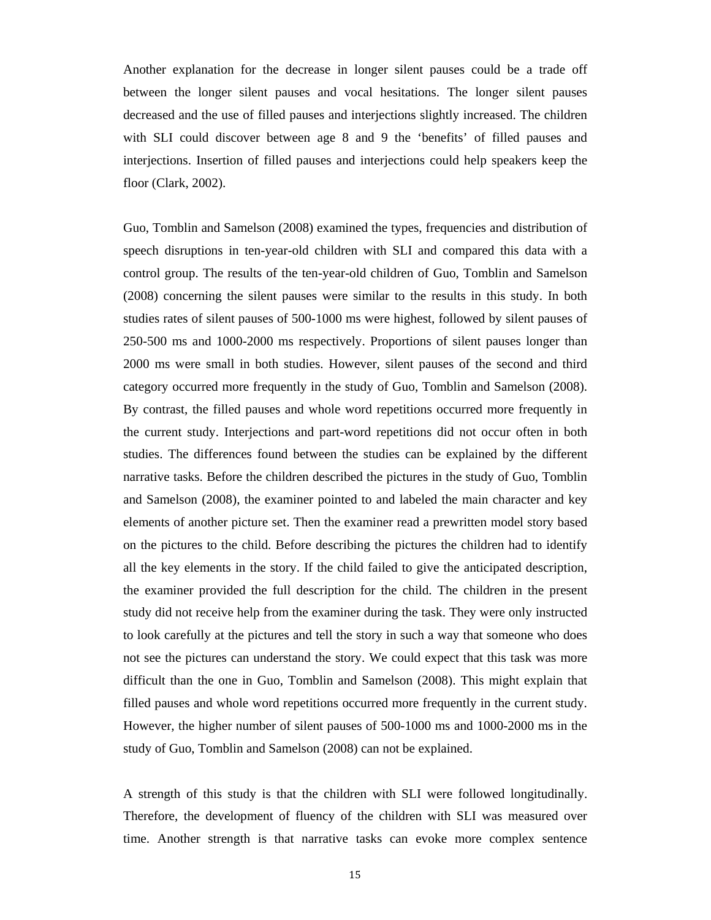Another explanation for the decrease in longer silent pauses could be a trade off between the longer silent pauses and vocal hesitations. The longer silent pauses decreased and the use of filled pauses and interjections slightly increased. The children with SLI could discover between age 8 and 9 the 'benefits' of filled pauses and interjections. Insertion of filled pauses and interjections could help speakers keep the floor (Clark, 2002).

Guo, Tomblin and Samelson (2008) examined the types, frequencies and distribution of speech disruptions in ten-year-old children with SLI and compared this data with a control group. The results of the ten-year-old children of Guo, Tomblin and Samelson (2008) concerning the silent pauses were similar to the results in this study. In both studies rates of silent pauses of 500-1000 ms were highest, followed by silent pauses of 250-500 ms and 1000-2000 ms respectively. Proportions of silent pauses longer than 2000 ms were small in both studies. However, silent pauses of the second and third category occurred more frequently in the study of Guo, Tomblin and Samelson (2008). By contrast, the filled pauses and whole word repetitions occurred more frequently in the current study. Interjections and part-word repetitions did not occur often in both studies. The differences found between the studies can be explained by the different narrative tasks. Before the children described the pictures in the study of Guo, Tomblin and Samelson (2008), the examiner pointed to and labeled the main character and key elements of another picture set. Then the examiner read a prewritten model story based on the pictures to the child. Before describing the pictures the children had to identify all the key elements in the story. If the child failed to give the anticipated description, the examiner provided the full description for the child. The children in the present study did not receive help from the examiner during the task. They were only instructed to look carefully at the pictures and tell the story in such a way that someone who does not see the pictures can understand the story. We could expect that this task was more difficult than the one in Guo, Tomblin and Samelson (2008). This might explain that filled pauses and whole word repetitions occurred more frequently in the current study. However, the higher number of silent pauses of 500-1000 ms and 1000-2000 ms in the study of Guo, Tomblin and Samelson (2008) can not be explained.

A strength of this study is that the children with SLI were followed longitudinally. Therefore, the development of fluency of the children with SLI was measured over time. Another strength is that narrative tasks can evoke more complex sentence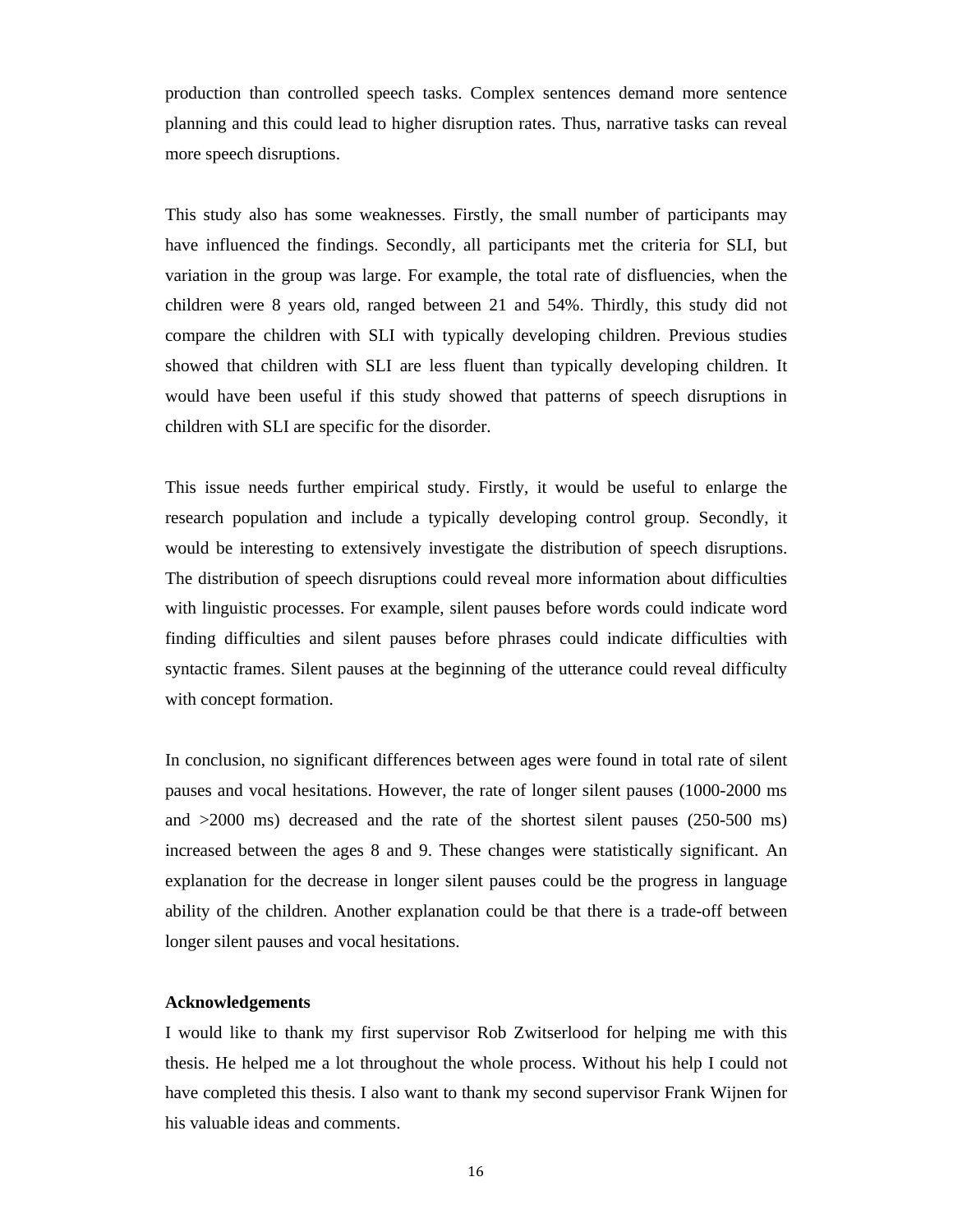production than controlled speech tasks. Complex sentences demand more sentence planning and this could lead to higher disruption rates. Thus, narrative tasks can reveal more speech disruptions.

This study also has some weaknesses. Firstly, the small number of participants may have influenced the findings. Secondly, all participants met the criteria for SLI, but variation in the group was large. For example, the total rate of disfluencies, when the children were 8 years old, ranged between 21 and 54%. Thirdly, this study did not compare the children with SLI with typically developing children. Previous studies showed that children with SLI are less fluent than typically developing children. It would have been useful if this study showed that patterns of speech disruptions in children with SLI are specific for the disorder.

This issue needs further empirical study. Firstly, it would be useful to enlarge the research population and include a typically developing control group. Secondly, it would be interesting to extensively investigate the distribution of speech disruptions. The distribution of speech disruptions could reveal more information about difficulties with linguistic processes. For example, silent pauses before words could indicate word finding difficulties and silent pauses before phrases could indicate difficulties with syntactic frames. Silent pauses at the beginning of the utterance could reveal difficulty with concept formation.

In conclusion, no significant differences between ages were found in total rate of silent pauses and vocal hesitations. However, the rate of longer silent pauses (1000-2000 ms and >2000 ms) decreased and the rate of the shortest silent pauses (250-500 ms) increased between the ages 8 and 9. These changes were statistically significant. An explanation for the decrease in longer silent pauses could be the progress in language ability of the children. Another explanation could be that there is a trade-off between longer silent pauses and vocal hesitations.

**Acknowledgements**

I would like to thank my first supervisor Rob Zwitserlood for helping me with this thesis. He helped me a lot throughout the whole process. Without his help I could not have completed this thesis. I also want to thank my second supervisor Frank Wijnen for his valuable ideas and comments.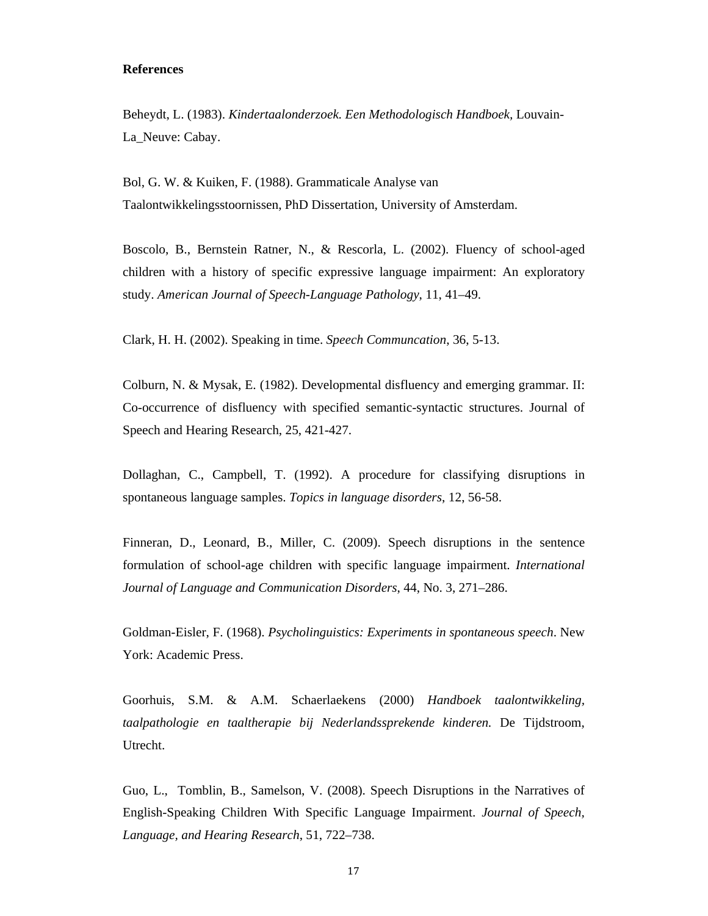**References**

Beheydt, L. (1983). *Kindertaalonderzoek. Een Methodologisch Handboek*, Louvain-La_Neuve: Cabay.

Bol, G. W. & Kuiken, F. (1988). Grammaticale Analyse van Taalontwikkelingsstoornissen, PhD Dissertation, University of Amsterdam.

Boscolo, B., Bernstein Ratner, N., & Rescorla, L. (2002). Fluency of school-aged children with a history of specific expressive language impairment: An exploratory study. *American Journal of Speech-Language Pathology*, 11, 41–49.

Clark, H. H. (2002). Speaking in time. *Speech Communcation*, 36, 5-13.

Colburn, N. & Mysak, E. (1982). Developmental disfluency and emerging grammar. II: Co-occurrence of disfluency with specified semantic-syntactic structures. Journal of Speech and Hearing Research, 25, 421-427.

Dollaghan, C., Campbell, T. (1992). A procedure for classifying disruptions in spontaneous language samples. *Topics in language disorders*, 12, 56-58.

Finneran, D., Leonard, B., Miller, C. (2009). Speech disruptions in the sentence formulation of school-age children with specific language impairment. *International Journal of Language and Communication Disorders*, 44, No. 3, 271–286.

Goldman-Eisler, F. (1968). *Psycholinguistics: Experiments in spontaneous speech*. New York: Academic Press.

Goorhuis, S.M. & A.M. Schaerlaekens (2000) *Handboek taalontwikkeling, taalpathologie en taaltherapie bij Nederlandssprekende kinderen.* De Tijdstroom, Utrecht.

Guo, L., Tomblin, B., Samelson, V. (2008). Speech Disruptions in the Narratives of English-Speaking Children With Specific Language Impairment. *Journal of Speech, Language, and Hearing Research*, 51, 722–738.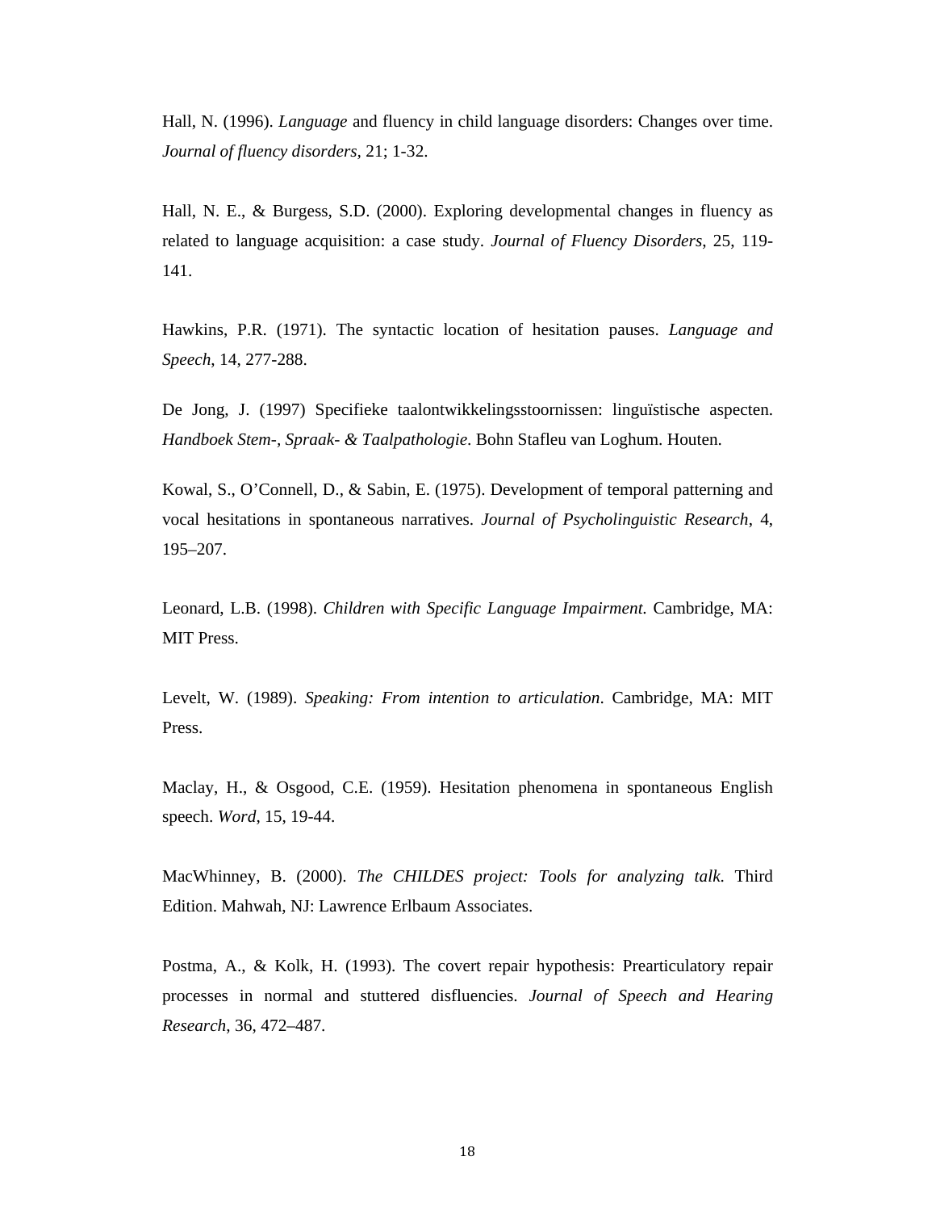Hall, N. (1996). *Language* and fluency in child language disorders: Changes over time. *Journal of fluency disorders,* 21; 1-32.

Hall, N. E., & Burgess, S.D. (2000). Exploring developmental changes in fluency as related to language acquisition: a case study. *Journal of Fluency Disorders*, 25, 119-141.

Hawkins, P.R. (1971). The syntactic location of hesitation pauses. *Language and Speech*, 14, 277-288.

De Jong, J. (1997) Specifieke taalontwikkelingsstoornissen: linguïstische aspecten. *Handboek Stem-, Spraak- & Taalpathologie*. Bohn Stafleu van Loghum. Houten.

Kowal, S., O'Connell, D., & Sabin, E. (1975). Development of temporal patterning and vocal hesitations in spontaneous narratives. *Journal of Psycholinguistic Research*, 4, 195–207.

Leonard, L.B. (1998). *Children with Specific Language Impairment.* Cambridge, MA: MIT Press.

Levelt, W. (1989). *Speaking: From intention to articulation*. Cambridge, MA: MIT Press.

Maclay, H., & Osgood, C.E. (1959). Hesitation phenomena in spontaneous English speech. *Word*, 15, 19-44.

MacWhinney, B. (2000). *The CHILDES project: Tools for analyzing talk.* Third Edition. Mahwah, NJ: Lawrence Erlbaum Associates.

Postma, A., & Kolk, H. (1993). The covert repair hypothesis: Prearticulatory repair processes in normal and stuttered disfluencies. *Journal of Speech and Hearing Research*, 36, 472–487.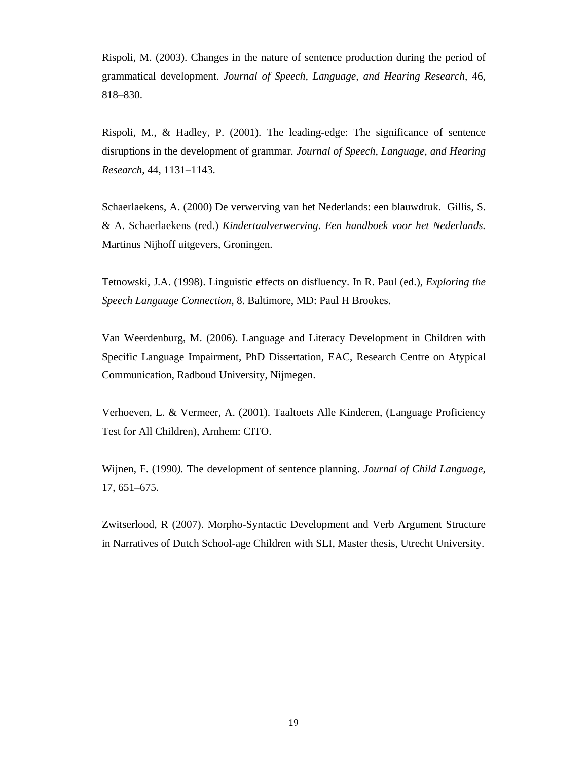Rispoli, M. (2003). Changes in the nature of sentence production during the period of grammatical development. *Journal of Speech, Language, and Hearing Research*, 46, 818–830.

Rispoli, M., & Hadley, P. (2001). The leading-edge: The significance of sentence disruptions in the development of grammar. *Journal of Speech, Language, and Hearing Research*, 44, 1131–1143.

Schaerlaekens, A. (2000) De verwerving van het Nederlands: een blauwdruk. Gillis, S. & A. Schaerlaekens (red.) *Kindertaalverwerving*. *Een handboek voor het Nederlands*. Martinus Nijhoff uitgevers, Groningen.

Tetnowski, J.A. (1998). Linguistic effects on disfluency. In R. Paul (ed.), *Exploring the Speech Language Connection*, 8. Baltimore, MD: Paul H Brookes.

Van Weerdenburg, M. (2006). Language and Literacy Development in Children with Specific Language Impairment, PhD Dissertation, EAC, Research Centre on Atypical Communication, Radboud University, Nijmegen.

Verhoeven, L. & Vermeer, A. (2001). Taaltoets Alle Kinderen, (Language Proficiency Test for All Children), Arnhem: CITO.

Wijnen, F. (1990*).* The development of sentence planning. *Journal of Child Language*, 17, 651–675.

Zwitserlood, R (2007). Morpho-Syntactic Development and Verb Argument Structure in Narratives of Dutch School-age Children with SLI, Master thesis, Utrecht University.